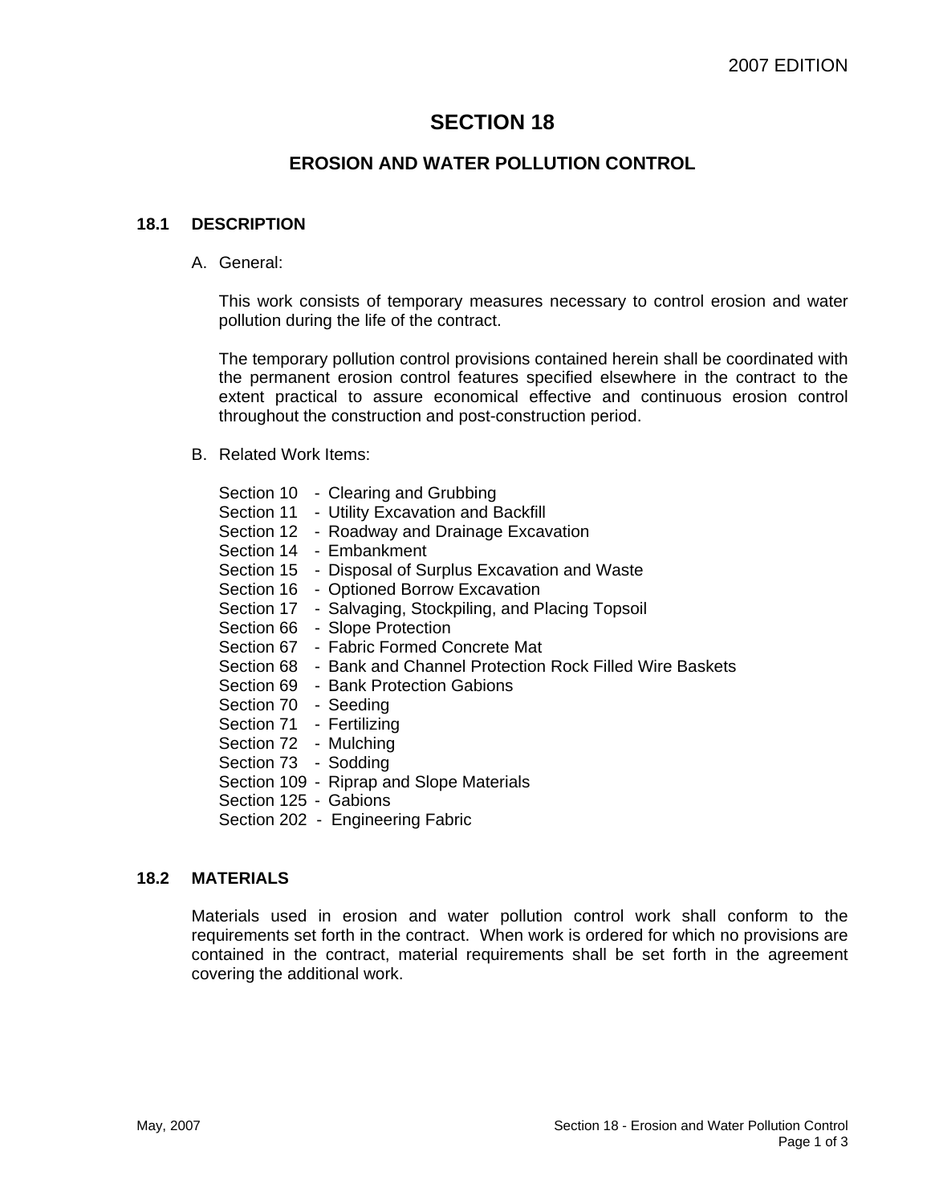2007 EDITION

# SECTION 18

## EROSION AND WATER POLLUTION CONTROL

### 18.1 DESCRIPTION

A. General:

This work consists of temporary measures necessary to control erosion and water pollution during the life of the contract.

The temporary pollution control provisions contained herein shall be coordinated with the permanent erosion control features specified elsewhere in the contract to the extent practical to assure economical effective and continuous erosion control throughout the construction and post-construction period.

B. Related Work Items:

Section 10 - Clearing and Grubbing
Section 11 - Utility Excavation and Backfill
Section 12 - Roadway and Drainage Excavation
Section 14 - Embankment
Section 15 - Disposal of Surplus Excavation and Waste
Section 16 - Optioned Borrow Excavation
Section 17 - Salvaging, Stockpiling, and Placing Topsoil
Section 66 - Slope Protection
Section 67 - Fabric Formed Concrete Mat
Section 68 - Bank and Channel Protection Rock Filled Wire Baskets
Section 69 - Bank Protection Gabions
Section 70 - Seeding
Section 71 - Fertilizing
Section 72 - Mulching
Section 73 - Sodding
Section 109 - Riprap and Slope Materials
Section 125 - Gabions
Section 202 - Engineering Fabric

### 18.2 MATERIALS

Materials used in erosion and water pollution control work shall conform to the requirements set forth in the contract. When work is ordered for which no provisions are contained in the contract, material requirements shall be set forth in the agreement covering the additional work.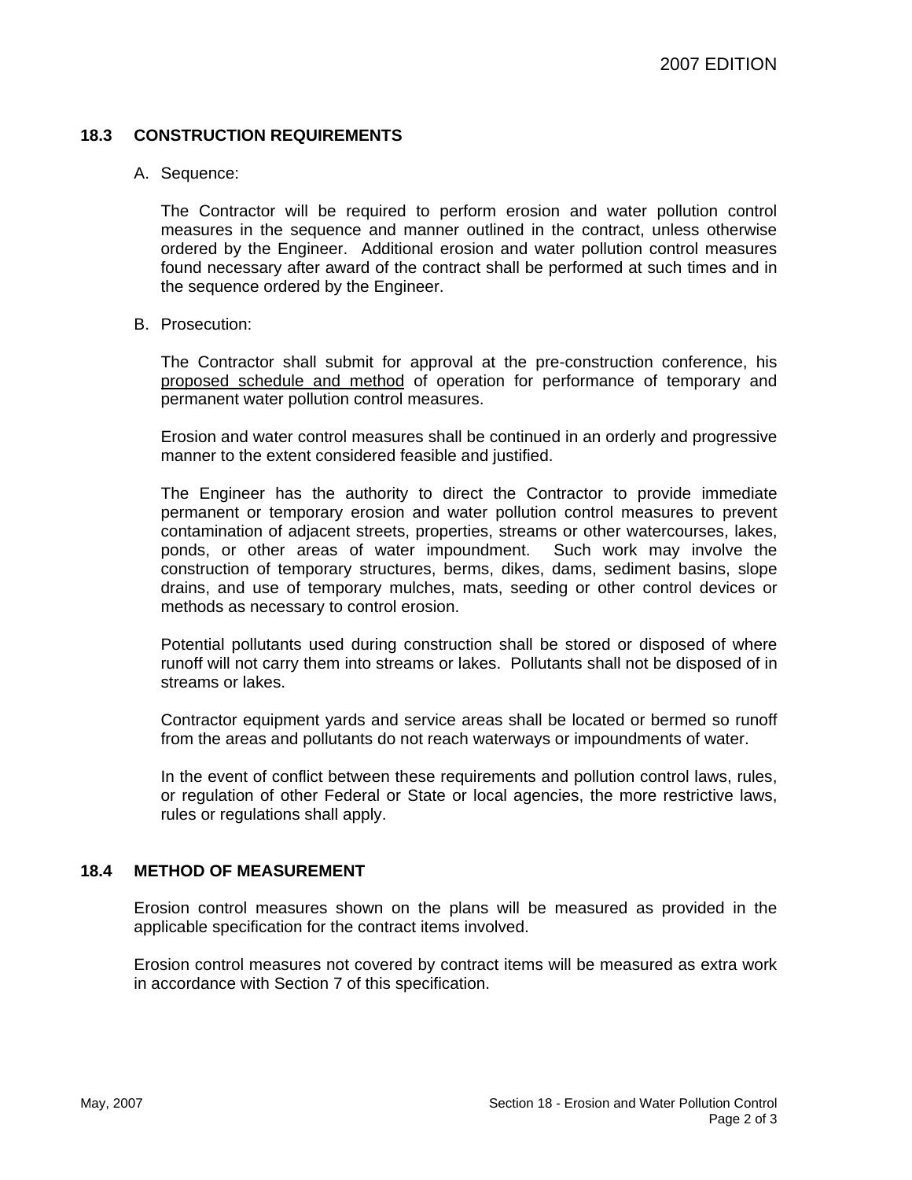## 18.3 CONSTRUCTION REQUIREMENTS

A. Sequence:

The Contractor will be required to perform erosion and water pollution control measures in the sequence and manner outlined in the contract, unless otherwise ordered by the Engineer. Additional erosion and water pollution control measures found necessary after award of the contract shall be performed at such times and in the sequence ordered by the Engineer.

B. Prosecution:

The Contractor shall submit for approval at the pre-construction conference, his proposed schedule and method of operation for performance of temporary and permanent water pollution control measures.

Erosion and water control measures shall be continued in an orderly and progressive manner to the extent considered feasible and justified.

The Engineer has the authority to direct the Contractor to provide immediate permanent or temporary erosion and water pollution control measures to prevent contamination of adjacent streets, properties, streams or other watercourses, lakes, ponds, or other areas of water impoundment. Such work may involve the construction of temporary structures, berms, dikes, dams, sediment basins, slope drains, and use of temporary mulches, mats, seeding or other control devices or methods as necessary to control erosion.

Potential pollutants used during construction shall be stored or disposed of where runoff will not carry them into streams or lakes. Pollutants shall not be disposed of in streams or lakes.

Contractor equipment yards and service areas shall be located or bermed so runoff from the areas and pollutants do not reach waterways or impoundments of water.

In the event of conflict between these requirements and pollution control laws, rules, or regulation of other Federal or State or local agencies, the more restrictive laws, rules or regulations shall apply.

## 18.4 METHOD OF MEASUREMENT

Erosion control measures shown on the plans will be measured as provided in the applicable specification for the contract items involved.

Erosion control measures not covered by contract items will be measured as extra work in accordance with Section 7 of this specification.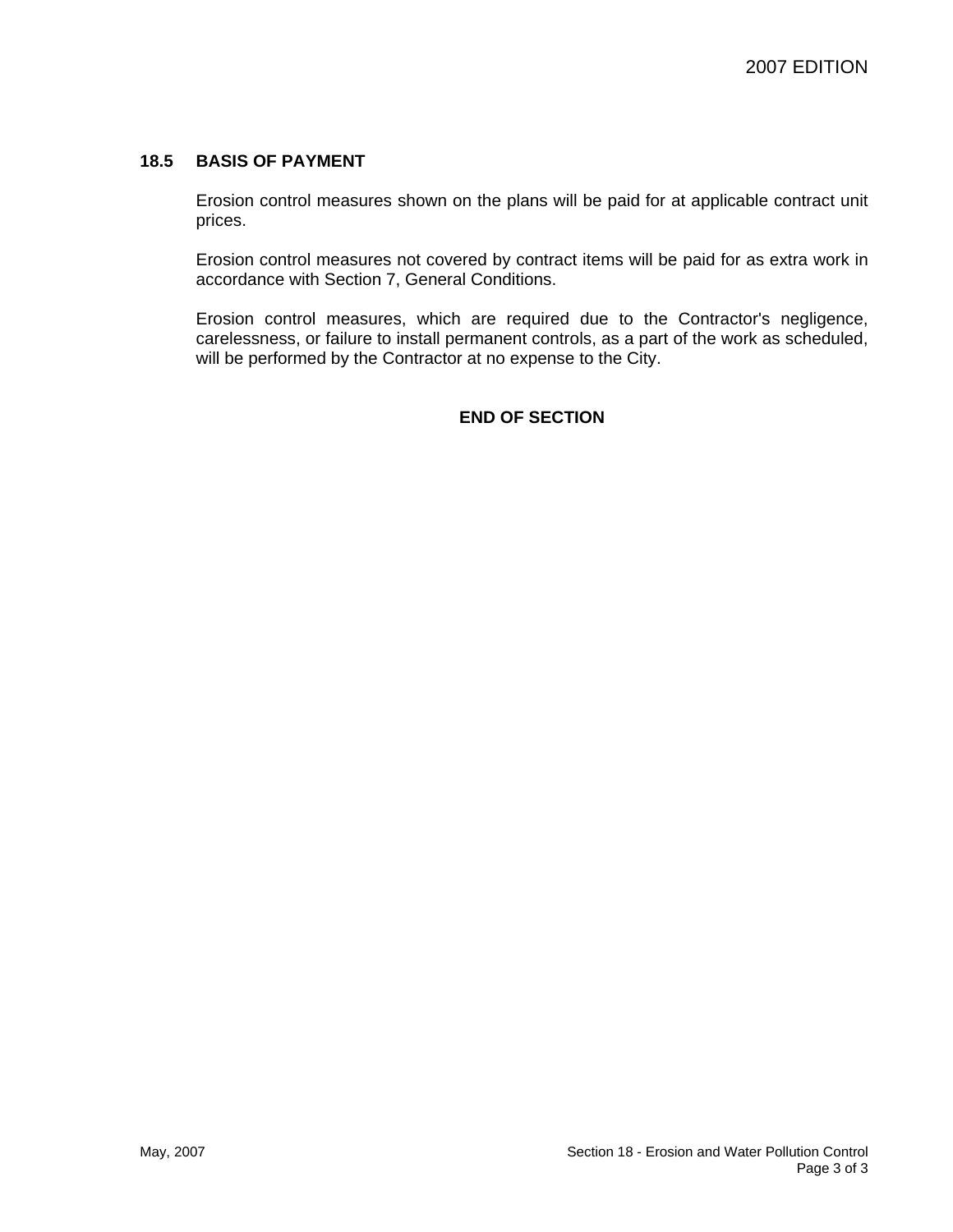## 18.5 BASIS OF PAYMENT

Erosion control measures shown on the plans will be paid for at applicable contract unit prices.

Erosion control measures not covered by contract items will be paid for as extra work in accordance with Section 7, General Conditions.

Erosion control measures, which are required due to the Contractor's negligence, carelessness, or failure to install permanent controls, as a part of the work as scheduled, will be performed by the Contractor at no expense to the City.

**END OF SECTION**